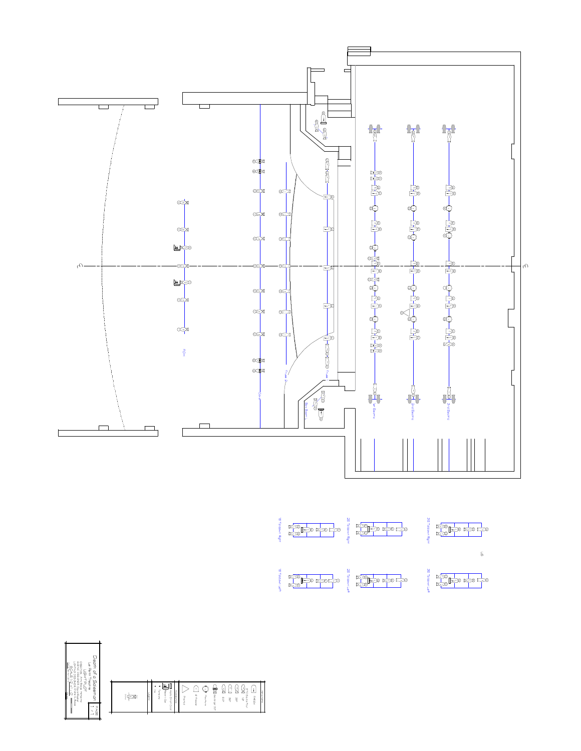CL

CL

FOH

Cove

Truss 2

Truss 1

Box Boom L

1st Electric

2nd Electric

3rd Electric

1B Tabdown Right

2B Tabdown Right

3B Tabdown Right

1B Tabdown Left

2B Tabdown Left

3B Tabdown Left

LG

**Death of a Salesman**

Le Petit Theatre

LIGHT PLOT

PAGE 1 / 1

Legend

Source Four Par

10°

19°

26°

36°

50°

Selador 50°

Mac Aura

8" Fresnel

Practical

Accessories

Apollo Smart Color

Iris

Template

Barn Door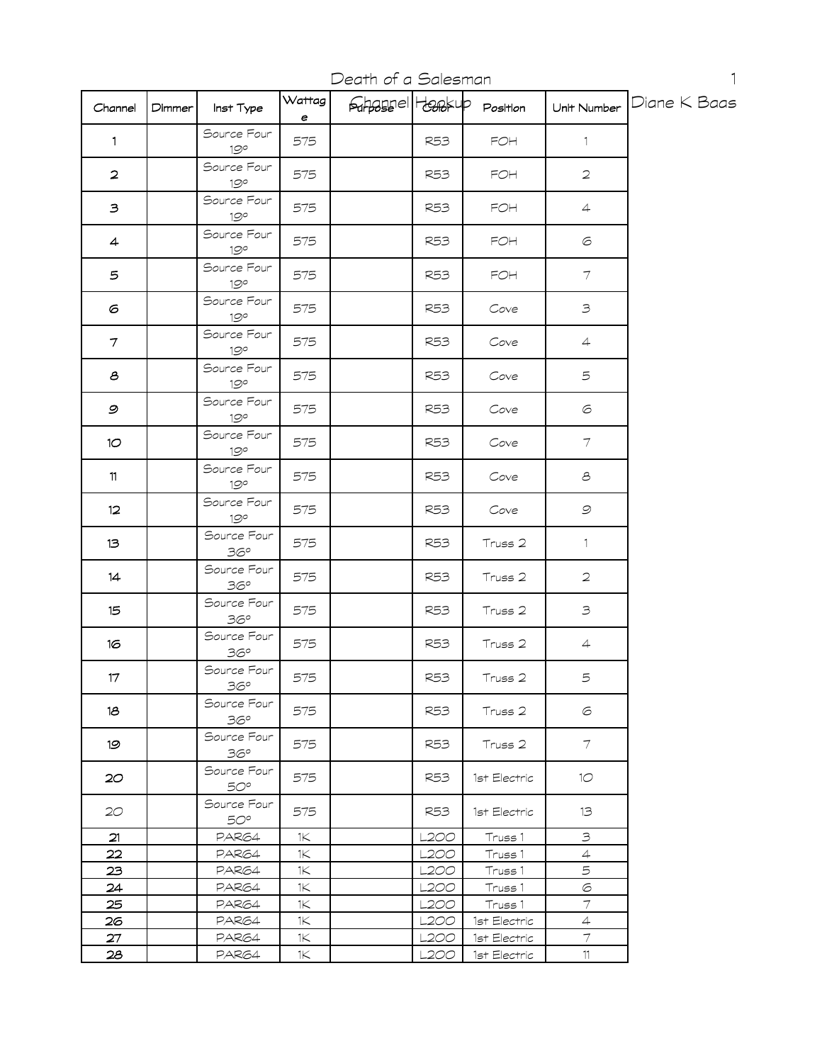# Death of a Salesman

## Channel Hookup

Diane K Baas

| Channel | Dimmer | Inst Type | Wattage | Purpose | Color | Position | Unit Number |
|---|---|---|---|---|---|---|---|
| 1 | | Source Four 19° | 575 | | R53 | FOH | 1 |
| 2 | | Source Four 19° | 575 | | R53 | FOH | 2 |
| 3 | | Source Four 19° | 575 | | R53 | FOH | 4 |
| 4 | | Source Four 19° | 575 | | R53 | FOH | 6 |
| 5 | | Source Four 19° | 575 | | R53 | FOH | 7 |
| 6 | | Source Four 19° | 575 | | R53 | Cove | 3 |
| 7 | | Source Four 19° | 575 | | R53 | Cove | 4 |
| 8 | | Source Four 19° | 575 | | R53 | Cove | 5 |
| 9 | | Source Four 19° | 575 | | R53 | Cove | 6 |
| 10 | | Source Four 19° | 575 | | R53 | Cove | 7 |
| 11 | | Source Four 19° | 575 | | R53 | Cove | 8 |
| 12 | | Source Four 19° | 575 | | R53 | Cove | 9 |
| 13 | | Source Four 36° | 575 | | R53 | Truss 2 | 1 |
| 14 | | Source Four 36° | 575 | | R53 | Truss 2 | 2 |
| 15 | | Source Four 36° | 575 | | R53 | Truss 2 | 3 |
| 16 | | Source Four 36° | 575 | | R53 | Truss 2 | 4 |
| 17 | | Source Four 36° | 575 | | R53 | Truss 2 | 5 |
| 18 | | Source Four 36° | 575 | | R53 | Truss 2 | 6 |
| 19 | | Source Four 36° | 575 | | R53 | Truss 2 | 7 |
| 20 | | Source Four 50° | 575 | | R53 | 1st Electric | 10 |
| 20 | | Source Four 50° | 575 | | R53 | 1st Electric | 13 |
| 21 | | PAR64 | 1K | | L200 | Truss 1 | 3 |
| 22 | | PAR64 | 1K | | L200 | Truss 1 | 4 |
| 23 | | PAR64 | 1K | | L200 | Truss 1 | 5 |
| 24 | | PAR64 | 1K | | L200 | Truss 1 | 6 |
| 25 | | PAR64 | 1K | | L200 | Truss 1 | 7 |
| 26 | | PAR64 | 1K | | L200 | 1st Electric | 4 |
| 27 | | PAR64 | 1K | | L200 | 1st Electric | 7 |
| 28 | | PAR64 | 1K | | L200 | 1st Electric | 11 |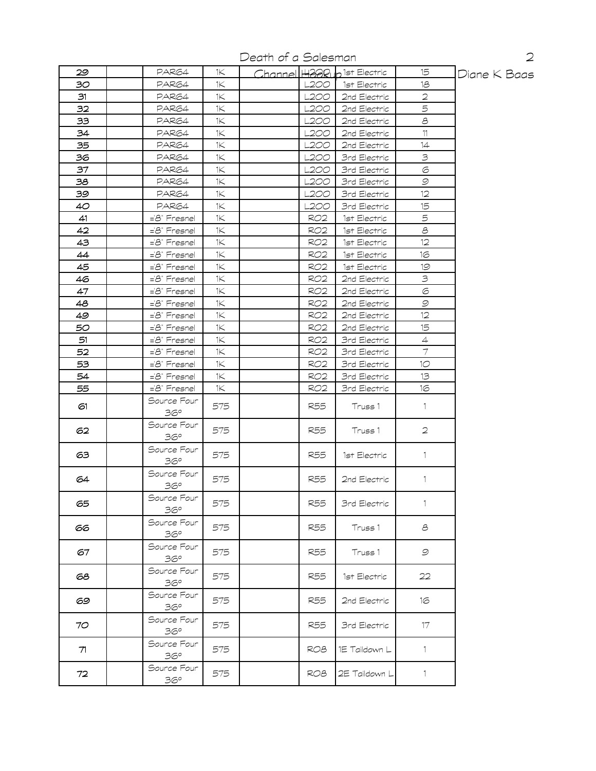| | | | | | | | |
|---|---|---|---|---|---|---|---|
| 29 | | PAR64 | 1K | | L200 | 1st Electric | 15 |
| 30 | | PAR64 | 1K | | L200 | 1st Electric | 18 |
| 31 | | PAR64 | 1K | | L200 | 2nd Electric | 2 |
| 32 | | PAR64 | 1K | | L200 | 2nd Electric | 5 |
| 33 | | PAR64 | 1K | | L200 | 2nd Electric | 8 |
| 34 | | PAR64 | 1K | | L200 | 2nd Electric | 11 |
| 35 | | PAR64 | 1K | | L200 | 2nd Electric | 14 |
| 36 | | PAR64 | 1K | | L200 | 3rd Electric | 3 |
| 37 | | PAR64 | 1K | | L200 | 3rd Electric | 6 |
| 38 | | PAR64 | 1K | | L200 | 3rd Electric | 9 |
| 39 | | PAR64 | 1K | | L200 | 3rd Electric | 12 |
| 40 | | PAR64 | 1K | | L200 | 3rd Electric | 15 |
| 41 | | 8" Fresnel | 1K | | R02 | 1st Electric | 5 |
| 42 | | 8" Fresnel | 1K | | R02 | 1st Electric | 8 |
| 43 | | 8" Fresnel | 1K | | R02 | 1st Electric | 12 |
| 44 | | 8" Fresnel | 1K | | R02 | 1st Electric | 16 |
| 45 | | 8" Fresnel | 1K | | R02 | 1st Electric | 19 |
| 46 | | 8" Fresnel | 1K | | R02 | 2nd Electric | 3 |
| 47 | | 8" Fresnel | 1K | | R02 | 2nd Electric | 6 |
| 48 | | 8" Fresnel | 1K | | R02 | 2nd Electric | 9 |
| 49 | | 8" Fresnel | 1K | | R02 | 2nd Electric | 12 |
| 50 | | 8" Fresnel | 1K | | R02 | 2nd Electric | 15 |
| 51 | | 8" Fresnel | 1K | | R02 | 3rd Electric | 4 |
| 52 | | 8" Fresnel | 1K | | R02 | 3rd Electric | 7 |
| 53 | | 8" Fresnel | 1K | | R02 | 3rd Electric | 10 |
| 54 | | 8" Fresnel | 1K | | R02 | 3rd Electric | 13 |
| 55 | | 8" Fresnel | 1K | | R02 | 3rd Electric | 16 |
| 61 | | Source Four 36° | 575 | | R55 | Truss 1 | 1 |
| 62 | | Source Four 36° | 575 | | R55 | Truss 1 | 2 |
| 63 | | Source Four 36° | 575 | | R55 | 1st Electric | 1 |
| 64 | | Source Four 36° | 575 | | R55 | 2nd Electric | 1 |
| 65 | | Source Four 36° | 575 | | R55 | 3rd Electric | 1 |
| 66 | | Source Four 36° | 575 | | R55 | Truss 1 | 8 |
| 67 | | Source Four 36° | 575 | | R55 | Truss 1 | 9 |
| 68 | | Source Four 36° | 575 | | R55 | 1st Electric | 22 |
| 69 | | Source Four 36° | 575 | | R55 | 2nd Electric | 16 |
| 70 | | Source Four 36° | 575 | | R55 | 3rd Electric | 17 |
| 71 | | Source Four 36° | 575 | | R08 | 1E Taildown L | 1 |
| 72 | | Source Four 36° | 575 | | R08 | 2E Taildown L | 1 |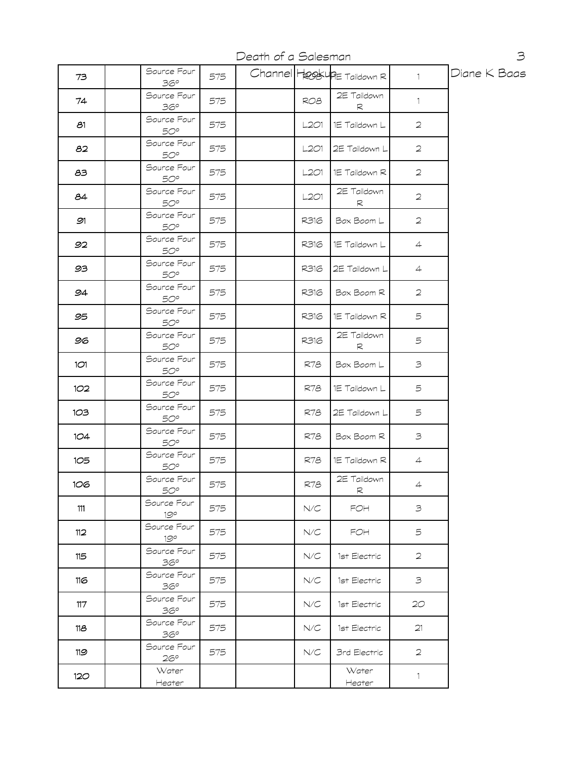| 73 | | Source Four 36° | 575 | | R08 | 1E Taildown R | 1 |
|---|---|---|---|---|---|---|---|
| 74 | | Source Four 36° | 575 | | R08 | 2E Taildown R | 1 |
| 81 | | Source Four 50° | 575 | | L201 | 1E Taildown L | 2 |
| 82 | | Source Four 50° | 575 | | L201 | 2E Taildown L | 2 |
| 83 | | Source Four 50° | 575 | | L201 | 1E Taildown R | 2 |
| 84 | | Source Four 50° | 575 | | L201 | 2E Taildown R | 2 |
| 91 | | Source Four 50° | 575 | | R316 | Box Boom L | 2 |
| 92 | | Source Four 50° | 575 | | R316 | 1E Taildown L | 4 |
| 93 | | Source Four 50° | 575 | | R316 | 2E Taildown L | 4 |
| 94 | | Source Four 50° | 575 | | R316 | Box Boom R | 2 |
| 95 | | Source Four 50° | 575 | | R316 | 1E Taildown R | 5 |
| 96 | | Source Four 50° | 575 | | R316 | 2E Taildown R | 5 |
| 101 | | Source Four 50° | 575 | | R78 | Box Boom L | 3 |
| 102 | | Source Four 50° | 575 | | R78 | 1E Taildown L | 5 |
| 103 | | Source Four 50° | 575 | | R78 | 2E Taildown L | 5 |
| 104 | | Source Four 50° | 575 | | R78 | Box Boom R | 3 |
| 105 | | Source Four 50° | 575 | | R78 | 1E Taildown R | 4 |
| 106 | | Source Four 50° | 575 | | R78 | 2E Taildown R | 4 |
| 111 | | Source Four 19° | 575 | | N/C | FOH | 3 |
| 112 | | Source Four 19° | 575 | | N/C | FOH | 5 |
| 115 | | Source Four 36° | 575 | | N/C | 1st Electric | 2 |
| 116 | | Source Four 36° | 575 | | N/C | 1st Electric | 3 |
| 117 | | Source Four 36° | 575 | | N/C | 1st Electric | 20 |
| 118 | | Source Four 36° | 575 | | N/C | 1st Electric | 21 |
| 119 | | Source Four 26° | 575 | | N/C | 3rd Electric | 2 |
| 120 | | Water Heater | | | | Water Heater | 1 |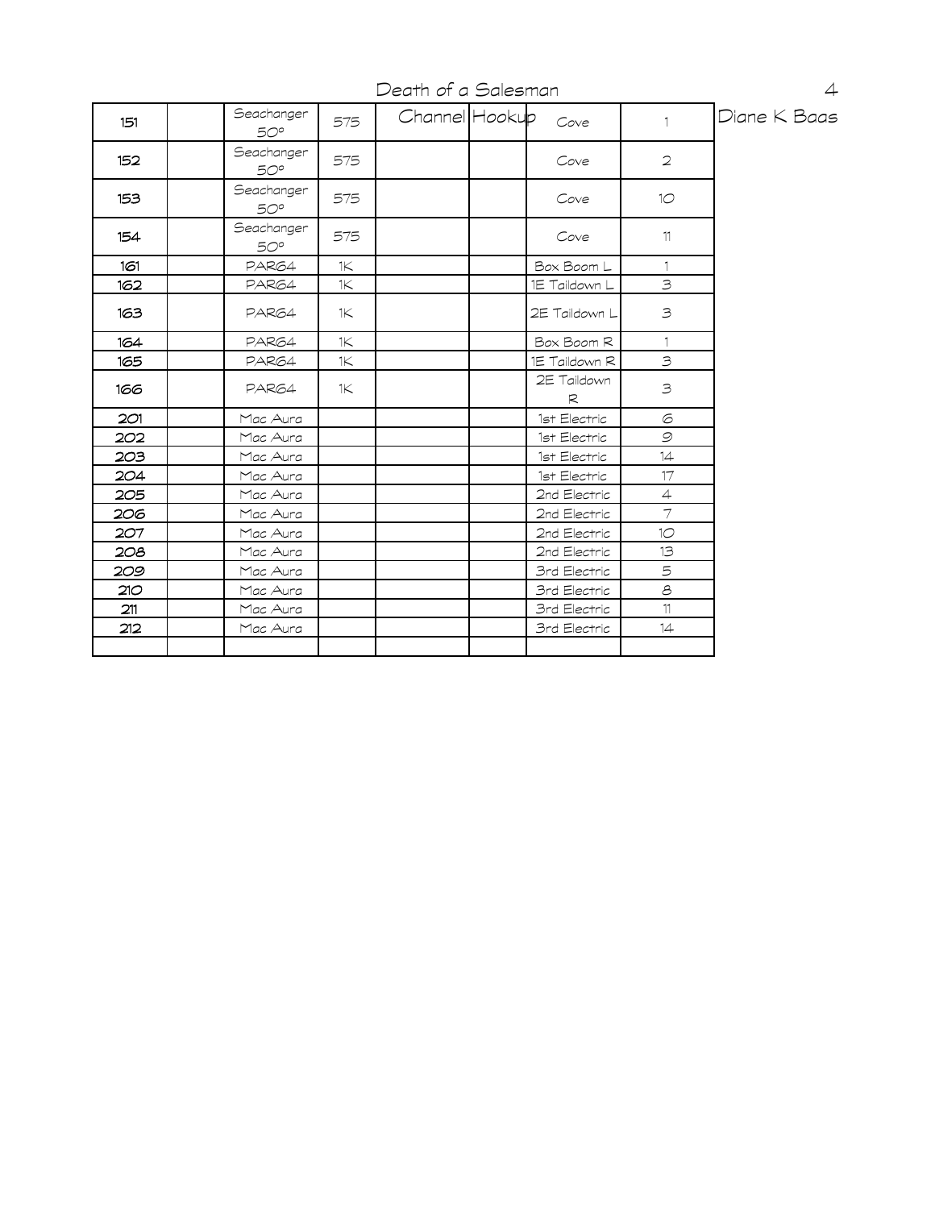# Death of a Salesman

Channel Hookup — Diane K Baas

| | | | | | | | |
|---|---|---|---|---|---|---|---|
| 151 | | Seachanger 50° | 575 | | | Cove | 1 |
| 152 | | Seachanger 50° | 575 | | | Cove | 2 |
| 153 | | Seachanger 50° | 575 | | | Cove | 10 |
| 154 | | Seachanger 50° | 575 | | | Cove | 11 |
| 161 | | PAR64 | 1K | | | Box Boom L | 1 |
| 162 | | PAR64 | 1K | | | 1E Taildown L | 3 |
| 163 | | PAR64 | 1K | | | 2E Taildown L | 3 |
| 164 | | PAR64 | 1K | | | Box Boom R | 1 |
| 165 | | PAR64 | 1K | | | 1E Taildown R | 3 |
| 166 | | PAR64 | 1K | | | 2E Taildown R | 3 |
| 201 | | Mac Aura | | | | 1st Electric | 6 |
| 202 | | Mac Aura | | | | 1st Electric | 9 |
| 203 | | Mac Aura | | | | 1st Electric | 14 |
| 204 | | Mac Aura | | | | 1st Electric | 17 |
| 205 | | Mac Aura | | | | 2nd Electric | 4 |
| 206 | | Mac Aura | | | | 2nd Electric | 7 |
| 207 | | Mac Aura | | | | 2nd Electric | 10 |
| 208 | | Mac Aura | | | | 2nd Electric | 13 |
| 209 | | Mac Aura | | | | 3rd Electric | 5 |
| 210 | | Mac Aura | | | | 3rd Electric | 8 |
| 211 | | Mac Aura | | | | 3rd Electric | 11 |
| 212 | | Mac Aura | | | | 3rd Electric | 14 |
| | | | | | | | |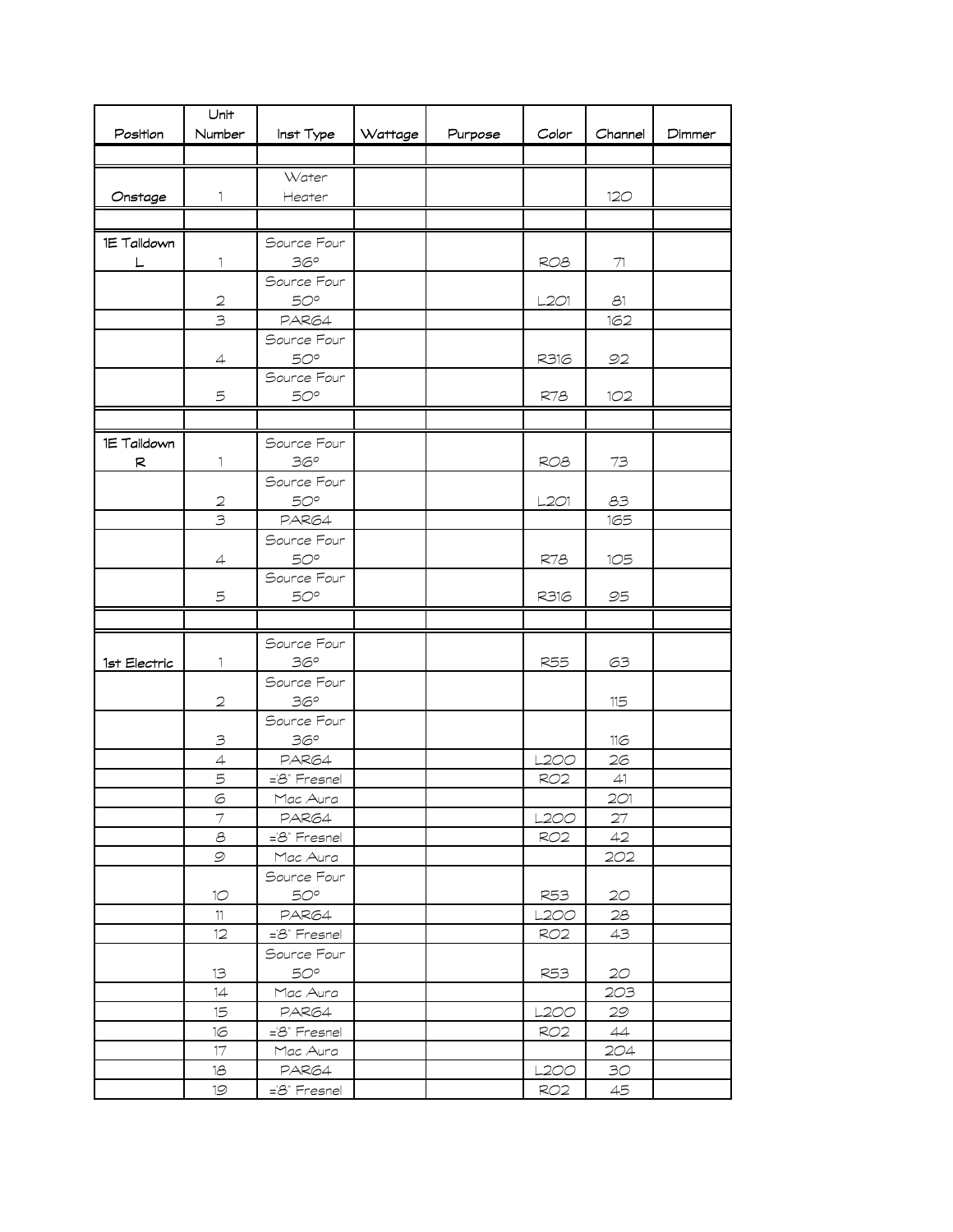| Position | Unit Number | Inst Type | Wattage | Purpose | Color | Channel | Dimmer |
|---|---|---|---|---|---|---|---|
| | | | | | | | |
| Onstage | 1 | Water Heater | | | | 120 | |
| | | | | | | | |
| 1E Taildown L | 1 | Source Four 36° | | | R08 | 71 | |
| | 2 | Source Four 50° | | | L201 | 81 | |
| | 3 | PAR64 | | | | 162 | |
| | 4 | Source Four 50° | | | R316 | 92 | |
| | 5 | Source Four 50° | | | R78 | 102 | |
| | | | | | | | |
| 1E Taildown R | 1 | Source Four 36° | | | R08 | 73 | |
| | 2 | Source Four 50° | | | L201 | 83 | |
| | 3 | PAR64 | | | | 165 | |
| | 4 | Source Four 50° | | | R78 | 105 | |
| | 5 | Source Four 50° | | | R316 | 95 | |
| | | | | | | | |
| 1st Electric | 1 | Source Four 36° | | | R55 | 63 | |
| | 2 | Source Four 36° | | | | 115 | |
| | 3 | Source Four 36° | | | | 116 | |
| | 4 | PAR64 | | | L200 | 26 | |
| | 5 | =8" Fresnel | | | R02 | 41 | |
| | 6 | Mac Aura | | | | 201 | |
| | 7 | PAR64 | | | L200 | 27 | |
| | 8 | =8" Fresnel | | | R02 | 42 | |
| | 9 | Mac Aura | | | | 202 | |
| | 10 | Source Four 50° | | | R53 | 20 | |
| | 11 | PAR64 | | | L200 | 28 | |
| | 12 | =8" Fresnel | | | R02 | 43 | |
| | 13 | Source Four 50° | | | R53 | 20 | |
| | 14 | Mac Aura | | | | 203 | |
| | 15 | PAR64 | | | L200 | 29 | |
| | 16 | =8" Fresnel | | | R02 | 44 | |
| | 17 | Mac Aura | | | | 204 | |
| | 18 | PAR64 | | | L200 | 30 | |
| | 19 | =8" Fresnel | | | R02 | 45 | |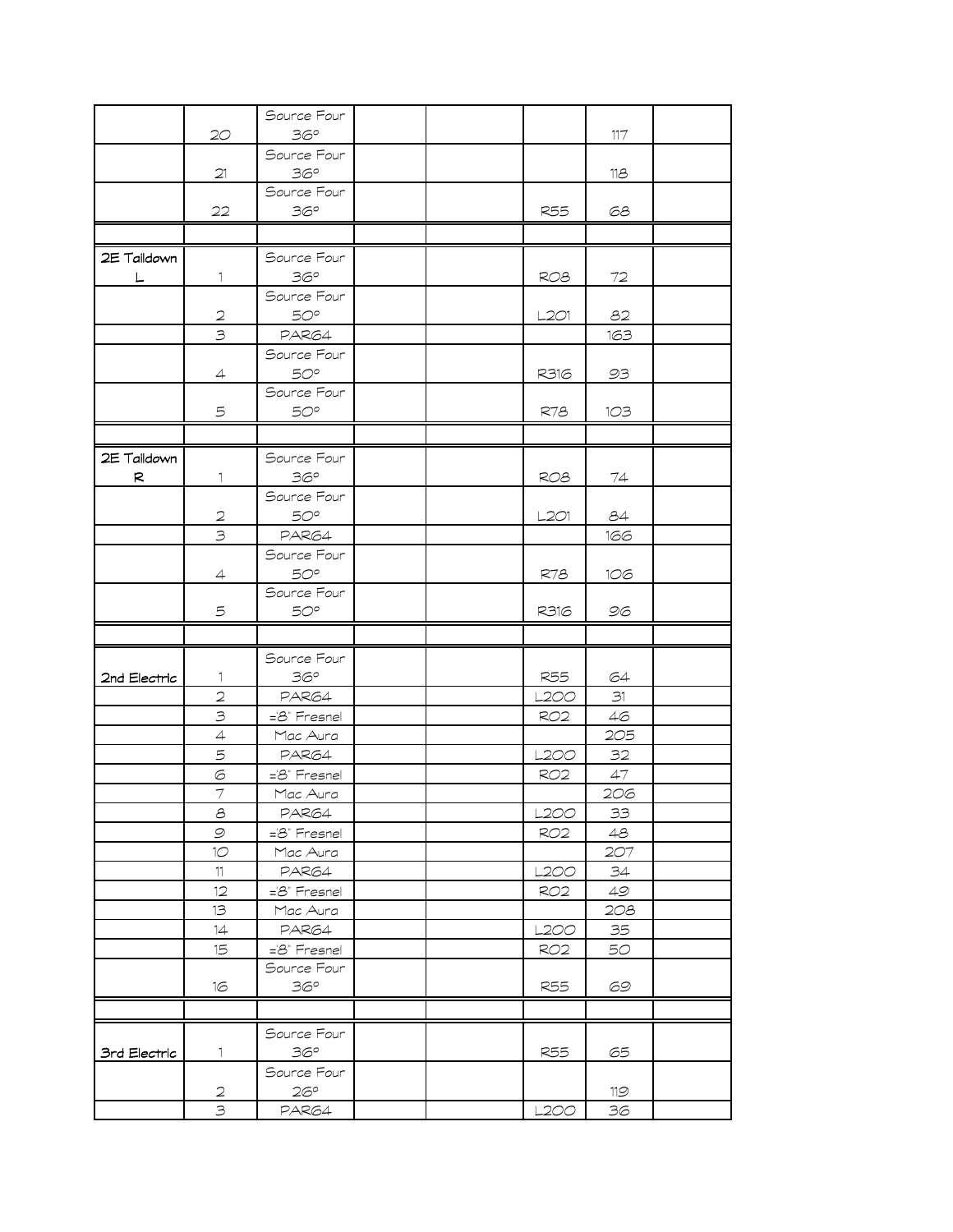| | | | | | | | |
|---|---|---|---|---|---|---|---|
| | 20 | Source Four 36° | | | | 117 | |
| | 21 | Source Four 36° | | | | 118 | |
| | 22 | Source Four 36° | | | R55 | 68 | |
| | | | | | | | |
| 2E Taildown L | 1 | Source Four 36° | | | R08 | 72 | |
| | 2 | Source Four 50° | | | L201 | 82 | |
| | 3 | PAR64 | | | | 163 | |
| | 4 | Source Four 50° | | | R316 | 93 | |
| | 5 | Source Four 50° | | | R78 | 103 | |
| | | | | | | | |
| 2E Taildown R | 1 | Source Four 36° | | | R08 | 74 | |
| | 2 | Source Four 50° | | | L201 | 84 | |
| | 3 | PAR64 | | | | 166 | |
| | 4 | Source Four 50° | | | R78 | 106 | |
| | 5 | Source Four 50° | | | R316 | 96 | |
| | | | | | | | |
| 2nd Electric | 1 | Source Four 36° | | | R55 | 64 | |
| | 2 | PAR64 | | | L200 | 31 | |
| | 3 | =8" Fresnel | | | R02 | 46 | |
| | 4 | Mac Aura | | | | 205 | |
| | 5 | PAR64 | | | L200 | 32 | |
| | 6 | =8" Fresnel | | | R02 | 47 | |
| | 7 | Mac Aura | | | | 206 | |
| | 8 | PAR64 | | | L200 | 33 | |
| | 9 | =8" Fresnel | | | R02 | 48 | |
| | 10 | Mac Aura | | | | 207 | |
| | 11 | PAR64 | | | L200 | 34 | |
| | 12 | =8" Fresnel | | | R02 | 49 | |
| | 13 | Mac Aura | | | | 208 | |
| | 14 | PAR64 | | | L200 | 35 | |
| | 15 | =8" Fresnel | | | R02 | 50 | |
| | 16 | Source Four 36° | | | R55 | 69 | |
| | | | | | | | |
| 3rd Electric | 1 | Source Four 36° | | | R55 | 65 | |
| | 2 | Source Four 26° | | | | 119 | |
| | 3 | PAR64 | | | L200 | 36 | |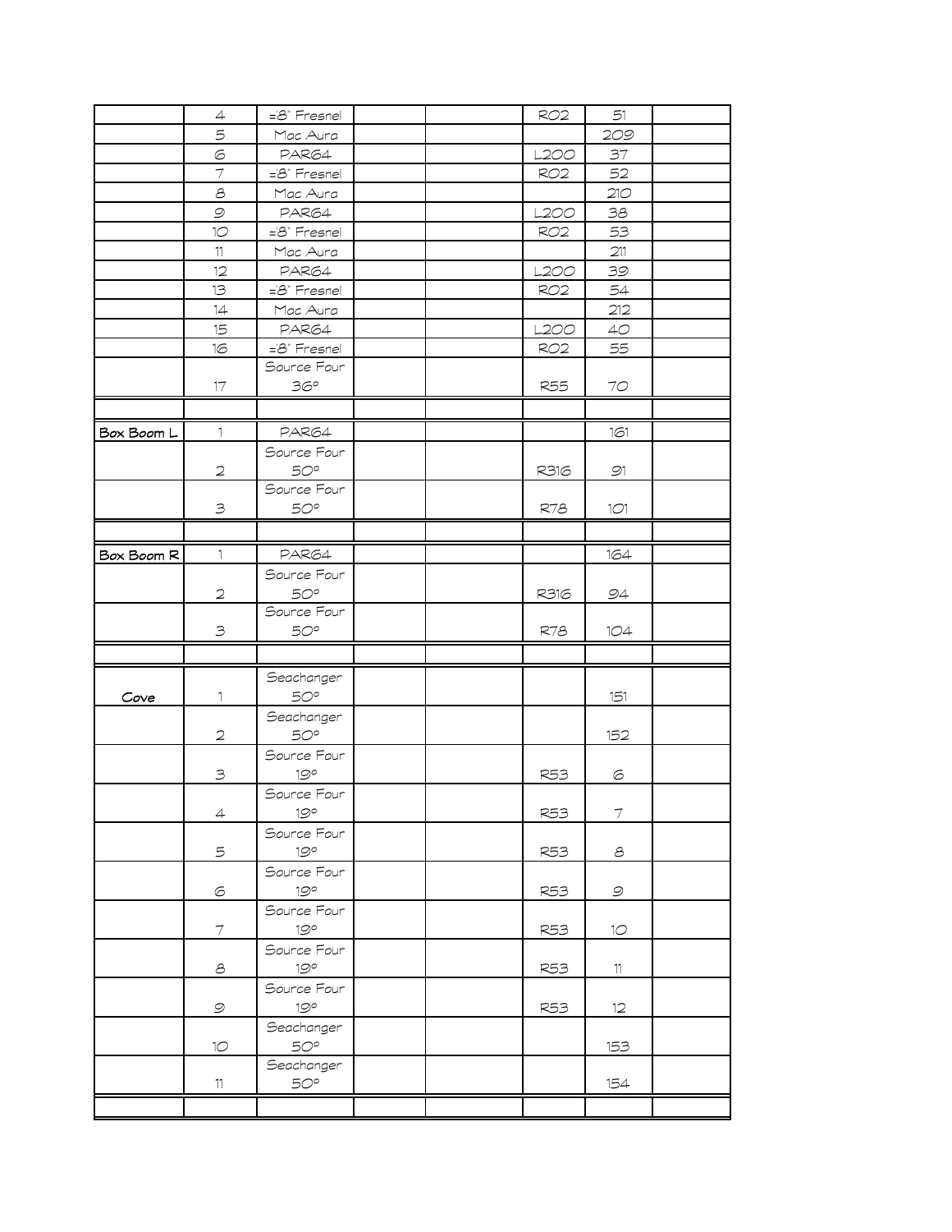|  |  |  |  |  |  |  |  |
|---|---|---|---|---|---|---|---|
|  | 4 | =8" Fresnel |  |  | R02 | 51 |  |
|  | 5 | Mac Aura |  |  |  | 209 |  |
|  | 6 | PAR64 |  |  | L200 | 37 |  |
|  | 7 | =8" Fresnel |  |  | R02 | 52 |  |
|  | 8 | Mac Aura |  |  |  | 210 |  |
|  | 9 | PAR64 |  |  | L200 | 38 |  |
|  | 10 | =8" Fresnel |  |  | R02 | 53 |  |
|  | 11 | Mac Aura |  |  |  | 211 |  |
|  | 12 | PAR64 |  |  | L200 | 39 |  |
|  | 13 | =8" Fresnel |  |  | R02 | 54 |  |
|  | 14 | Mac Aura |  |  |  | 212 |  |
|  | 15 | PAR64 |  |  | L200 | 40 |  |
|  | 16 | =8" Fresnel |  |  | R02 | 55 |  |
|  | 17 | Source Four 36° |  |  | R55 | 70 |  |
|  |  |  |  |  |  |  |  |
| **Box Boom L** | 1 | PAR64 |  |  |  | 161 |  |
|  | 2 | Source Four 50° |  |  | R316 | 91 |  |
|  | 3 | Source Four 50° |  |  | R78 | 101 |  |
|  |  |  |  |  |  |  |  |
| **Box Boom R** | 1 | PAR64 |  |  |  | 164 |  |
|  | 2 | Source Four 50° |  |  | R316 | 94 |  |
|  | 3 | Source Four 50° |  |  | R78 | 104 |  |
|  |  |  |  |  |  |  |  |
| **Cove** | 1 | Seachanger 50° |  |  |  | 151 |  |
|  | 2 | Seachanger 50° |  |  |  | 152 |  |
|  | 3 | Source Four 19° |  |  | R53 | 6 |  |
|  | 4 | Source Four 19° |  |  | R53 | 7 |  |
|  | 5 | Source Four 19° |  |  | R53 | 8 |  |
|  | 6 | Source Four 19° |  |  | R53 | 9 |  |
|  | 7 | Source Four 19° |  |  | R53 | 10 |  |
|  | 8 | Source Four 19° |  |  | R53 | 11 |  |
|  | 9 | Source Four 19° |  |  | R53 | 12 |  |
|  | 10 | Seachanger 50° |  |  |  | 153 |  |
|  | 11 | Seachanger 50° |  |  |  | 154 |  |
|  |  |  |  |  |  |  |  |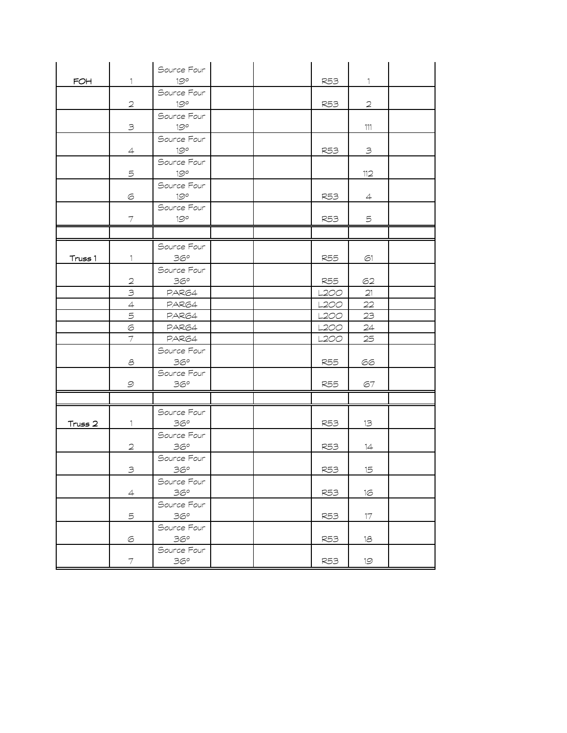| | | | | | | | |
|---|---|---|---|---|---|---|---|
| FOH | 1 | Source Four 19° | | | R53 | 1 | |
| | 2 | Source Four 19° | | | R53 | 2 | |
| | 3 | Source Four 19° | | | | 111 | |
| | 4 | Source Four 19° | | | R53 | 3 | |
| | 5 | Source Four 19° | | | | 112 | |
| | 6 | Source Four 19° | | | R53 | 4 | |
| | 7 | Source Four 19° | | | R53 | 5 | |
| | | | | | | | |
| Truss 1 | 1 | Source Four 36° | | | R55 | 61 | |
| | 2 | Source Four 36° | | | R55 | 62 | |
| | 3 | PAR64 | | | L200 | 21 | |
| | 4 | PAR64 | | | L200 | 22 | |
| | 5 | PAR64 | | | L200 | 23 | |
| | 6 | PAR64 | | | L200 | 24 | |
| | 7 | PAR64 | | | L200 | 25 | |
| | 8 | Source Four 36° | | | R55 | 66 | |
| | 9 | Source Four 36° | | | R55 | 67 | |
| | | | | | | | |
| Truss 2 | 1 | Source Four 36° | | | R53 | 13 | |
| | 2 | Source Four 36° | | | R53 | 14 | |
| | 3 | Source Four 36° | | | R53 | 15 | |
| | 4 | Source Four 36° | | | R53 | 16 | |
| | 5 | Source Four 36° | | | R53 | 17 | |
| | 6 | Source Four 36° | | | R53 | 18 | |
| | 7 | Source Four 36° | | | R53 | 19 | |